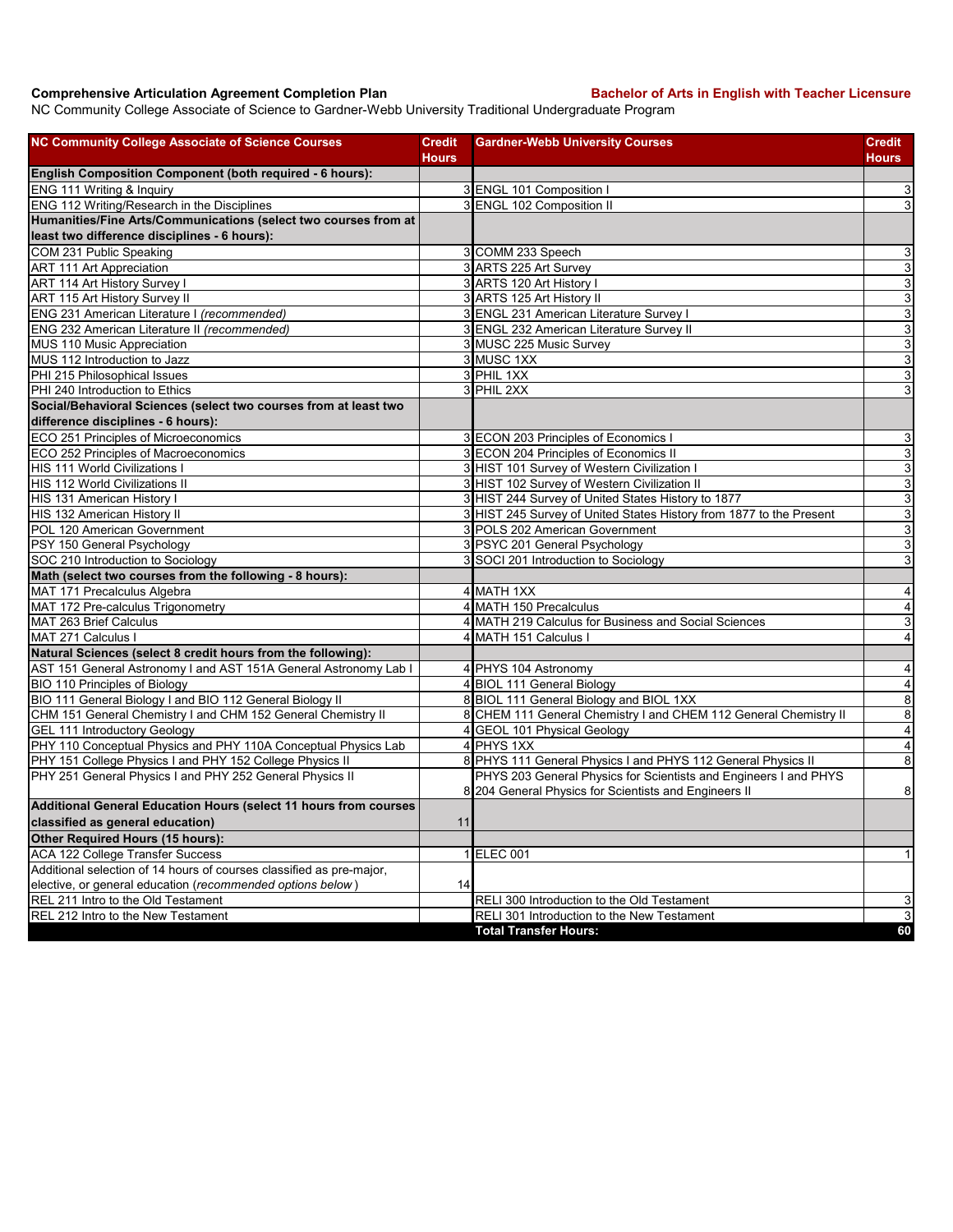**Comprehensive Articulation Agreement Completion Plan** **Bachelor of Arts in English with Teacher Licensure**

NC Community College Associate of Science to Gardner-Webb University Traditional Undergraduate Program

| NC Community College Associate of Science Courses | Credit Hours | Gardner-Webb University Courses | Credit Hours |
|---|---|---|---|
| **English Composition Component (both required - 6 hours):** | | | |
| ENG 111 Writing & Inquiry | 3 | ENGL 101 Composition I | 3 |
| ENG 112 Writing/Research in the Disciplines | 3 | ENGL 102 Composition II | 3 |
| **Humanities/Fine Arts/Communications (select two courses from at least two difference disciplines - 6 hours):** | | | |
| COM 231 Public Speaking | 3 | COMM 233 Speech | 3 |
| ART 111 Art Appreciation | 3 | ARTS 225 Art Survey | 3 |
| ART 114 Art History Survey I | 3 | ARTS 120 Art History I | 3 |
| ART 115 Art History Survey II | 3 | ARTS 125 Art History II | 3 |
| ENG 231 American Literature I *(recommended)* | 3 | ENGL 231 American Literature Survey I | 3 |
| ENG 232 American Literature II *(recommended)* | 3 | ENGL 232 American Literature Survey II | 3 |
| MUS 110 Music Appreciation | 3 | MUSC 225 Music Survey | 3 |
| MUS 112 Introduction to Jazz | 3 | MUSC 1XX | 3 |
| PHI 215 Philosophical Issues | 3 | PHIL 1XX | 3 |
| PHI 240 Introduction to Ethics | 3 | PHIL 2XX | 3 |
| **Social/Behavioral Sciences (select two courses from at least two difference disciplines - 6 hours):** | | | |
| ECO 251 Principles of Microeconomics | 3 | ECON 203 Principles of Economics I | 3 |
| ECO 252 Principles of Macroeconomics | 3 | ECON 204 Principles of Economics II | 3 |
| HIS 111 World Civilizations I | 3 | HIST 101 Survey of Western Civilization I | 3 |
| HIS 112 World Civilizations II | 3 | HIST 102 Survey of Western Civilization II | 3 |
| HIS 131 American History I | 3 | HIST 244 Survey of United States History to 1877 | 3 |
| HIS 132 American History II | 3 | HIST 245 Survey of United States History from 1877 to the Present | 3 |
| POL 120 American Government | 3 | POLS 202 American Government | 3 |
| PSY 150 General Psychology | 3 | PSYC 201 General Psychology | 3 |
| SOC 210 Introduction to Sociology | 3 | SOCI 201 Introduction to Sociology | 3 |
| **Math (select two courses from the following - 8 hours):** | | | |
| MAT 171 Precalculus Algebra | 4 | MATH 1XX | 4 |
| MAT 172 Pre-calculus Trigonometry | 4 | MATH 150 Precalculus | 4 |
| MAT 263 Brief Calculus | 4 | MATH 219 Calculus for Business and Social Sciences | 3 |
| MAT 271 Calculus I | 4 | MATH 151 Calculus I | 4 |
| **Natural Sciences (select 8 credit hours from the following):** | | | |
| AST 151 General Astronomy I and AST 151A General Astronomy Lab I | 4 | PHYS 104 Astronomy | 4 |
| BIO 110 Principles of Biology | 4 | BIOL 111 General Biology | 4 |
| BIO 111 General Biology I and BIO 112 General Biology II | 8 | BIOL 111 General Biology and BIOL 1XX | 8 |
| CHM 151 General Chemistry I and CHM 152 General Chemistry II | 8 | CHEM 111 General Chemistry I and CHEM 112 General Chemistry II | 8 |
| GEL 111 Introductory Geology | 4 | GEOL 101 Physical Geology | 4 |
| PHY 110 Conceptual Physics and PHY 110A Conceptual Physics Lab | 4 | PHYS 1XX | 4 |
| PHY 151 College Physics I and PHY 152 College Physics II | 8 | PHYS 111 General Physics I and PHYS 112 General Physics II | 8 |
| PHY 251 General Physics I and PHY 252 General Physics II | 8 | PHYS 203 General Physics for Scientists and Engineers I and PHYS 204 General Physics for Scientists and Engineers II | 8 |
| **Additional General Education Hours (select 11 hours from courses classified as general education)** | 11 | | |
| **Other Required Hours (15 hours):** | | | |
| ACA 122 College Transfer Success | 1 | ELEC 001 | 1 |
| Additional selection of 14 hours of courses classified as pre-major, elective, or general education (*recommended options below*) | 14 | | |
| REL 211 Intro to the Old Testament | | RELI 300 Introduction to the Old Testament | 3 |
| REL 212 Intro to the New Testament | | RELI 301 Introduction to the New Testament | 3 |
| | | **Total Transfer Hours:** | **60** |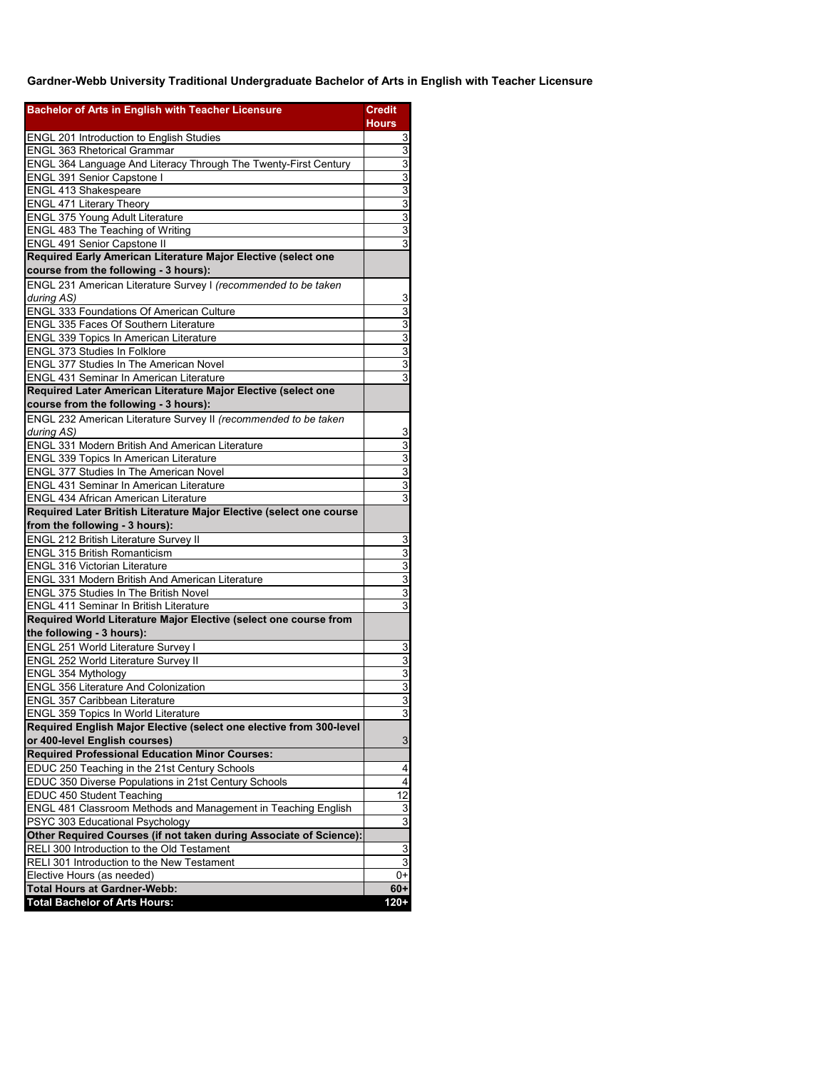**Gardner-Webb University Traditional Undergraduate Bachelor of Arts in English with Teacher Licensure**

| Bachelor of Arts in English with Teacher Licensure | Credit Hours |
|---|---|
| ENGL 201 Introduction to English Studies | 3 |
| ENGL 363 Rhetorical Grammar | 3 |
| ENGL 364 Language And Literacy Through The Twenty-First Century | 3 |
| ENGL 391 Senior Capstone I | 3 |
| ENGL 413 Shakespeare | 3 |
| ENGL 471 Literary Theory | 3 |
| ENGL 375 Young Adult Literature | 3 |
| ENGL 483 The Teaching of Writing | 3 |
| ENGL 491 Senior Capstone II | 3 |
| **Required Early American Literature Major Elective (select one course from the following - 3 hours):** | |
| ENGL 231 American Literature Survey I *(recommended to be taken during AS)* | 3 |
| ENGL 333 Foundations Of American Culture | 3 |
| ENGL 335 Faces Of Southern Literature | 3 |
| ENGL 339 Topics In American Literature | 3 |
| ENGL 373 Studies In Folklore | 3 |
| ENGL 377 Studies In The American Novel | 3 |
| ENGL 431 Seminar In American Literature | 3 |
| **Required Later American Literature Major Elective (select one course from the following - 3 hours):** | |
| ENGL 232 American Literature Survey II *(recommended to be taken during AS)* | 3 |
| ENGL 331 Modern British And American Literature | 3 |
| ENGL 339 Topics In American Literature | 3 |
| ENGL 377 Studies In The American Novel | 3 |
| ENGL 431 Seminar In American Literature | 3 |
| ENGL 434 African American Literature | 3 |
| **Required Later British Literature Major Elective (select one course from the following - 3 hours):** | |
| ENGL 212 British Literature Survey II | 3 |
| ENGL 315 British Romanticism | 3 |
| ENGL 316 Victorian Literature | 3 |
| ENGL 331 Modern British And American Literature | 3 |
| ENGL 375 Studies In The British Novel | 3 |
| ENGL 411 Seminar In British Literature | 3 |
| **Required World Literature Major Elective (select one course from the following - 3 hours):** | |
| ENGL 251 World Literature Survey I | 3 |
| ENGL 252 World Literature Survey II | 3 |
| ENGL 354 Mythology | 3 |
| ENGL 356 Literature And Colonization | 3 |
| ENGL 357 Caribbean Literature | 3 |
| ENGL 359 Topics In World Literature | 3 |
| **Required English Major Elective (select one elective from 300-level or 400-level English courses)** | 3 |
| **Required Professional Education Minor Courses:** | |
| EDUC 250 Teaching in the 21st Century Schools | 4 |
| EDUC 350 Diverse Populations in 21st Century Schools | 4 |
| EDUC 450 Student Teaching | 12 |
| ENGL 481 Classroom Methods and Management in Teaching English | 3 |
| PSYC 303 Educational Psychology | 3 |
| **Other Required Courses (if not taken during Associate of Science):** | |
| RELI 300 Introduction to the Old Testament | 3 |
| RELI 301 Introduction to the New Testament | 3 |
| Elective Hours (as needed) | 0+ |
| **Total Hours at Gardner-Webb:** | **60+** |
| **Total Bachelor of Arts Hours:** | **120+** |